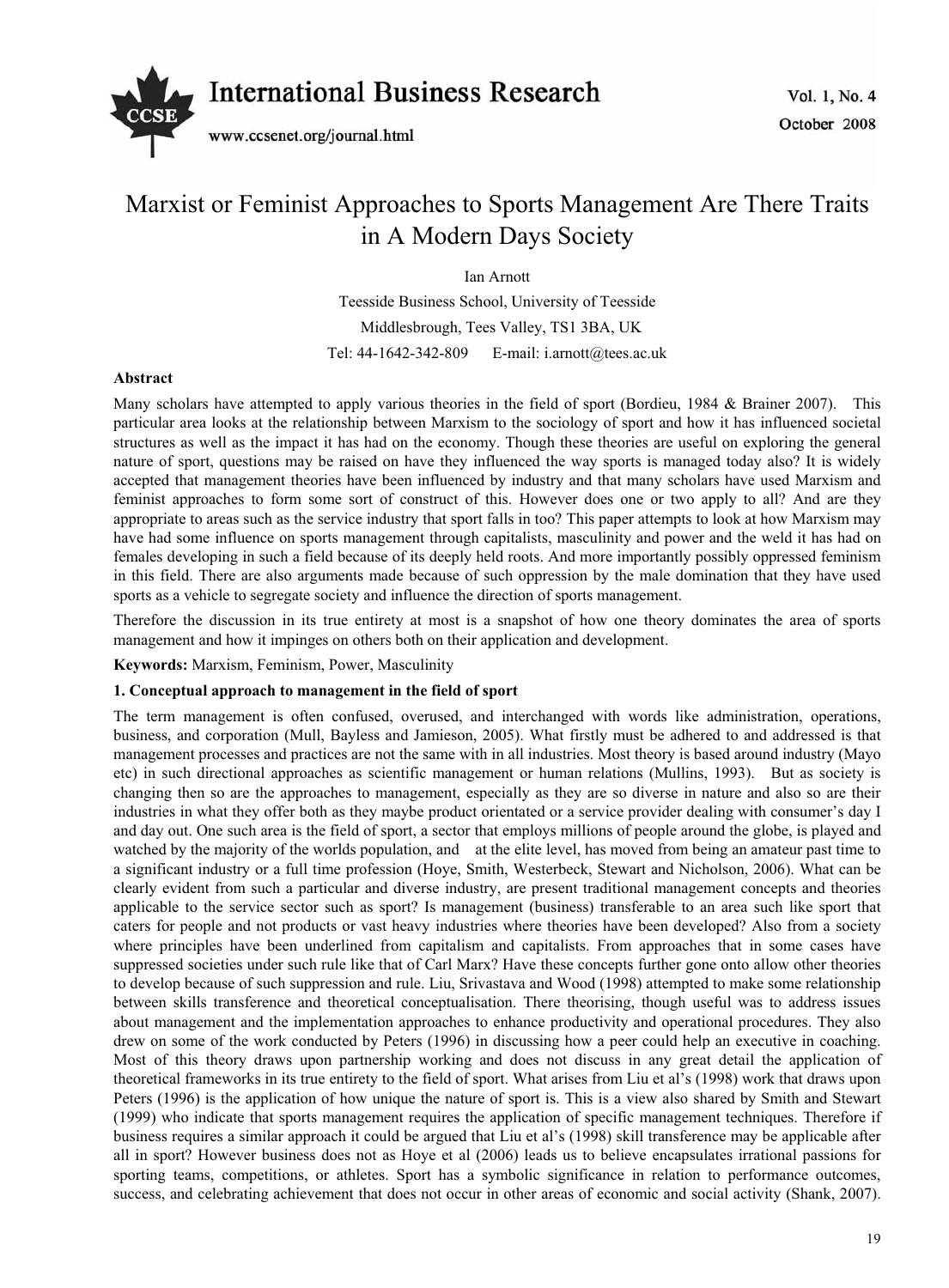# Marxist or Feminist Approaches to Sports Management Are There Traits in A Modern Days Society

Ian Arnott

Teesside Business School, University of Teesside

Middlesbrough, Tees Valley, TS1 3BA, UK

Tel: 44-1642-342-809 E-mail: i.arnott@tees.ac.uk

**Abstract**

Many scholars have attempted to apply various theories in the field of sport (Bordieu, 1984 & Brainer 2007). This particular area looks at the relationship between Marxism to the sociology of sport and how it has influenced societal structures as well as the impact it has had on the economy. Though these theories are useful on exploring the general nature of sport, questions may be raised on have they influenced the way sports is managed today also? It is widely accepted that management theories have been influenced by industry and that many scholars have used Marxism and feminist approaches to form some sort of construct of this. However does one or two apply to all? And are they appropriate to areas such as the service industry that sport falls in too? This paper attempts to look at how Marxism may have had some influence on sports management through capitalists, masculinity and power and the weld it has had on females developing in such a field because of its deeply held roots. And more importantly possibly oppressed feminism in this field. There are also arguments made because of such oppression by the male domination that they have used sports as a vehicle to segregate society and influence the direction of sports management.

Therefore the discussion in its true entirety at most is a snapshot of how one theory dominates the area of sports management and how it impinges on others both on their application and development.

**Keywords:** Marxism, Feminism, Power, Masculinity

## 1. Conceptual approach to management in the field of sport

The term management is often confused, overused, and interchanged with words like administration, operations, business, and corporation (Mull, Bayless and Jamieson, 2005). What firstly must be adhered to and addressed is that management processes and practices are not the same with in all industries. Most theory is based around industry (Mayo etc) in such directional approaches as scientific management or human relations (Mullins, 1993). But as society is changing then so are the approaches to management, especially as they are so diverse in nature and also so are their industries in what they offer both as they maybe product orientated or a service provider dealing with consumer's day I and day out. One such area is the field of sport, a sector that employs millions of people around the globe, is played and watched by the majority of the worlds population, and at the elite level, has moved from being an amateur past time to a significant industry or a full time profession (Hoye, Smith, Westerbeck, Stewart and Nicholson, 2006). What can be clearly evident from such a particular and diverse industry, are present traditional management concepts and theories applicable to the service sector such as sport? Is management (business) transferable to an area such like sport that caters for people and not products or vast heavy industries where theories have been developed? Also from a society where principles have been underlined from capitalism and capitalists. From approaches that in some cases have suppressed societies under such rule like that of Carl Marx? Have these concepts further gone onto allow other theories to develop because of such suppression and rule. Liu, Srivastava and Wood (1998) attempted to make some relationship between skills transference and theoretical conceptualisation. There theorising, though useful was to address issues about management and the implementation approaches to enhance productivity and operational procedures. They also drew on some of the work conducted by Peters (1996) in discussing how a peer could help an executive in coaching. Most of this theory draws upon partnership working and does not discuss in any great detail the application of theoretical frameworks in its true entirety to the field of sport. What arises from Liu et al's (1998) work that draws upon Peters (1996) is the application of how unique the nature of sport is. This is a view also shared by Smith and Stewart (1999) who indicate that sports management requires the application of specific management techniques. Therefore if business requires a similar approach it could be argued that Liu et al's (1998) skill transference may be applicable after all in sport? However business does not as Hoye et al (2006) leads us to believe encapsulates irrational passions for sporting teams, competitions, or athletes. Sport has a symbolic significance in relation to performance outcomes, success, and celebrating achievement that does not occur in other areas of economic and social activity (Shank, 2007).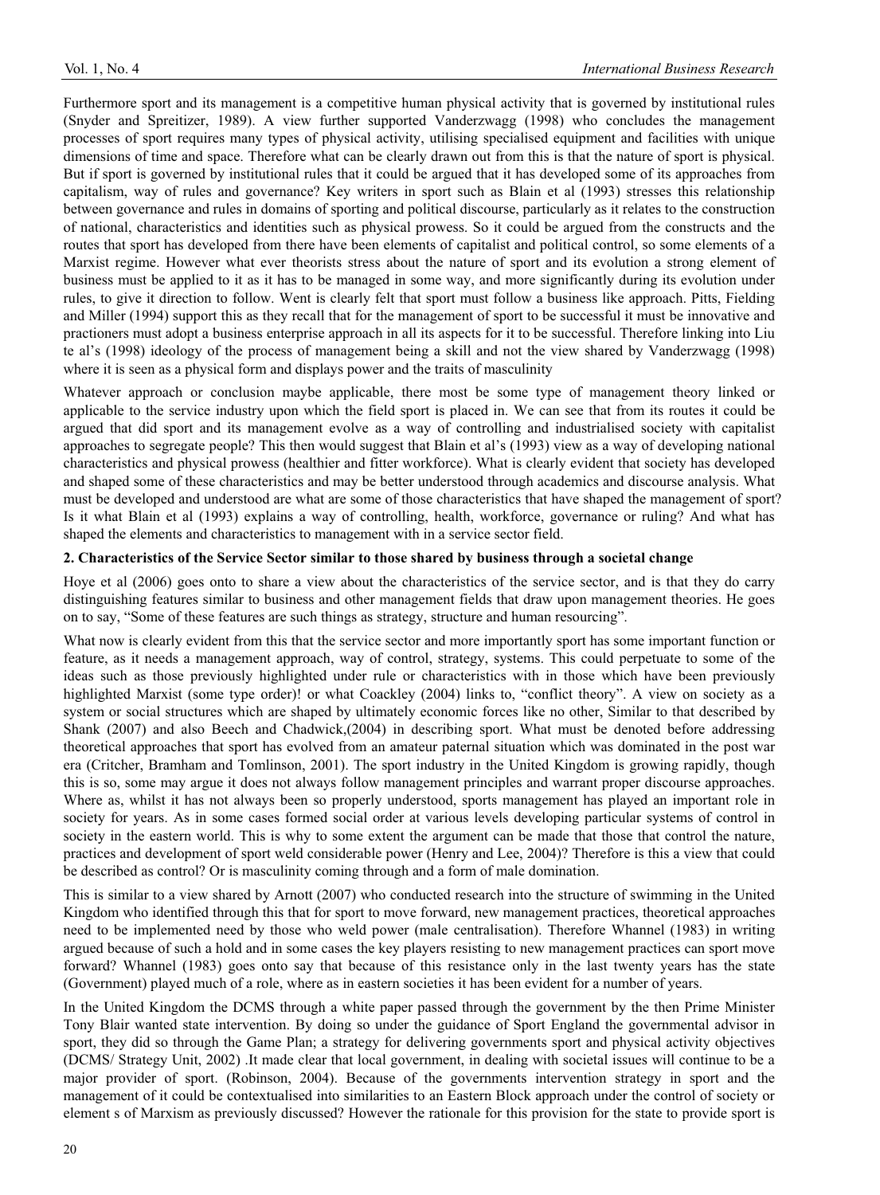Furthermore sport and its management is a competitive human physical activity that is governed by institutional rules (Snyder and Spreitizer, 1989). A view further supported Vanderzwagg (1998) who concludes the management processes of sport requires many types of physical activity, utilising specialised equipment and facilities with unique dimensions of time and space. Therefore what can be clearly drawn out from this is that the nature of sport is physical. But if sport is governed by institutional rules that it could be argued that it has developed some of its approaches from capitalism, way of rules and governance? Key writers in sport such as Blain et al (1993) stresses this relationship between governance and rules in domains of sporting and political discourse, particularly as it relates to the construction of national, characteristics and identities such as physical prowess. So it could be argued from the constructs and the routes that sport has developed from there have been elements of capitalist and political control, so some elements of a Marxist regime. However what ever theorists stress about the nature of sport and its evolution a strong element of business must be applied to it as it has to be managed in some way, and more significantly during its evolution under rules, to give it direction to follow. Went is clearly felt that sport must follow a business like approach. Pitts, Fielding and Miller (1994) support this as they recall that for the management of sport to be successful it must be innovative and practioners must adopt a business enterprise approach in all its aspects for it to be successful. Therefore linking into Liu te al's (1998) ideology of the process of management being a skill and not the view shared by Vanderzwagg (1998) where it is seen as a physical form and displays power and the traits of masculinity

Whatever approach or conclusion maybe applicable, there most be some type of management theory linked or applicable to the service industry upon which the field sport is placed in. We can see that from its routes it could be argued that did sport and its management evolve as a way of controlling and industrialised society with capitalist approaches to segregate people? This then would suggest that Blain et al's (1993) view as a way of developing national characteristics and physical prowess (healthier and fitter workforce). What is clearly evident that society has developed and shaped some of these characteristics and may be better understood through academics and discourse analysis. What must be developed and understood are what are some of those characteristics that have shaped the management of sport? Is it what Blain et al (1993) explains a way of controlling, health, workforce, governance or ruling? And what has shaped the elements and characteristics to management with in a service sector field.

**2. Characteristics of the Service Sector similar to those shared by business through a societal change**

Hoye et al (2006) goes onto to share a view about the characteristics of the service sector, and is that they do carry distinguishing features similar to business and other management fields that draw upon management theories. He goes on to say, "Some of these features are such things as strategy, structure and human resourcing".

What now is clearly evident from this that the service sector and more importantly sport has some important function or feature, as it needs a management approach, way of control, strategy, systems. This could perpetuate to some of the ideas such as those previously highlighted under rule or characteristics with in those which have been previously highlighted Marxist (some type order)! or what Coackley (2004) links to, "conflict theory". A view on society as a system or social structures which are shaped by ultimately economic forces like no other, Similar to that described by Shank (2007) and also Beech and Chadwick,(2004) in describing sport. What must be denoted before addressing theoretical approaches that sport has evolved from an amateur paternal situation which was dominated in the post war era (Critcher, Bramham and Tomlinson, 2001). The sport industry in the United Kingdom is growing rapidly, though this is so, some may argue it does not always follow management principles and warrant proper discourse approaches. Where as, whilst it has not always been so properly understood, sports management has played an important role in society for years. As in some cases formed social order at various levels developing particular systems of control in society in the eastern world. This is why to some extent the argument can be made that those that control the nature, practices and development of sport weld considerable power (Henry and Lee, 2004)? Therefore is this a view that could be described as control? Or is masculinity coming through and a form of male domination.

This is similar to a view shared by Arnott (2007) who conducted research into the structure of swimming in the United Kingdom who identified through this that for sport to move forward, new management practices, theoretical approaches need to be implemented need by those who weld power (male centralisation). Therefore Whannel (1983) in writing argued because of such a hold and in some cases the key players resisting to new management practices can sport move forward? Whannel (1983) goes onto say that because of this resistance only in the last twenty years has the state (Government) played much of a role, where as in eastern societies it has been evident for a number of years.

In the United Kingdom the DCMS through a white paper passed through the government by the then Prime Minister Tony Blair wanted state intervention. By doing so under the guidance of Sport England the governmental advisor in sport, they did so through the Game Plan; a strategy for delivering governments sport and physical activity objectives (DCMS/ Strategy Unit, 2002) .It made clear that local government, in dealing with societal issues will continue to be a major provider of sport. (Robinson, 2004). Because of the governments intervention strategy in sport and the management of it could be contextualised into similarities to an Eastern Block approach under the control of society or element s of Marxism as previously discussed? However the rationale for this provision for the state to provide sport is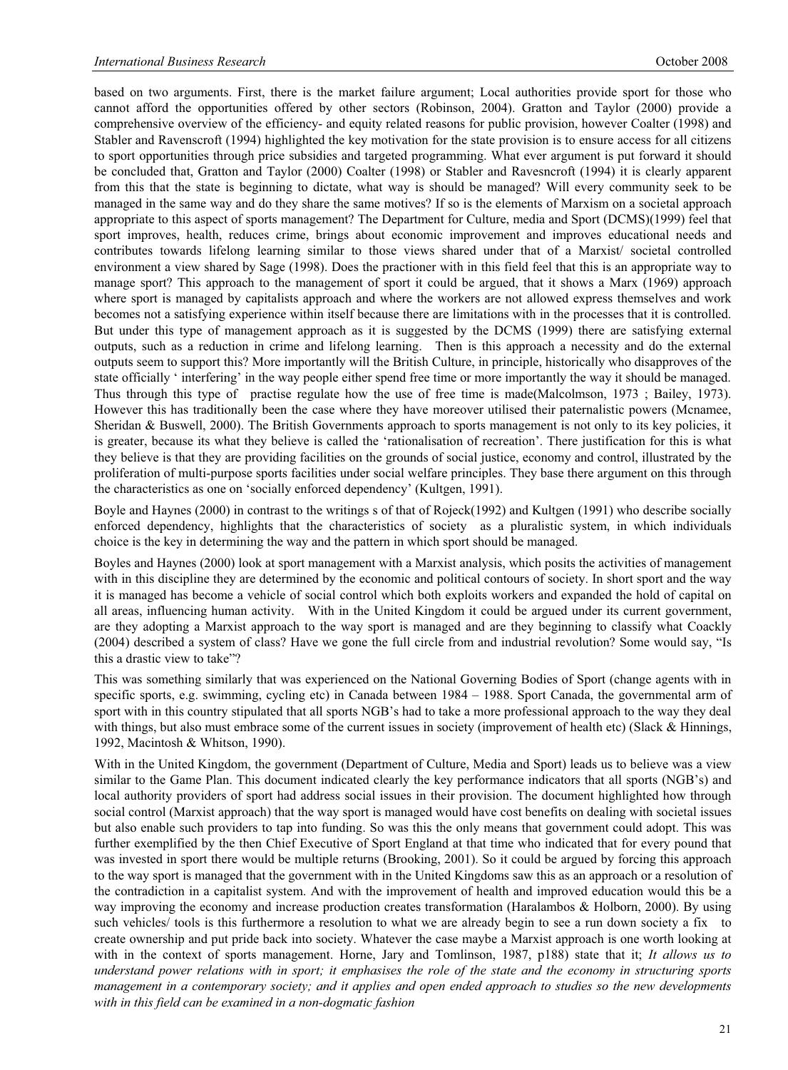based on two arguments. First, there is the market failure argument; Local authorities provide sport for those who cannot afford the opportunities offered by other sectors (Robinson, 2004). Gratton and Taylor (2000) provide a comprehensive overview of the efficiency- and equity related reasons for public provision, however Coalter (1998) and Stabler and Ravenscroft (1994) highlighted the key motivation for the state provision is to ensure access for all citizens to sport opportunities through price subsidies and targeted programming. What ever argument is put forward it should be concluded that, Gratton and Taylor (2000) Coalter (1998) or Stabler and Ravesncroft (1994) it is clearly apparent from this that the state is beginning to dictate, what way is should be managed? Will every community seek to be managed in the same way and do they share the same motives? If so is the elements of Marxism on a societal approach appropriate to this aspect of sports management? The Department for Culture, media and Sport (DCMS)(1999) feel that sport improves, health, reduces crime, brings about economic improvement and improves educational needs and contributes towards lifelong learning similar to those views shared under that of a Marxist/ societal controlled environment a view shared by Sage (1998). Does the practioner with in this field feel that this is an appropriate way to manage sport? This approach to the management of sport it could be argued, that it shows a Marx (1969) approach where sport is managed by capitalists approach and where the workers are not allowed express themselves and work becomes not a satisfying experience within itself because there are limitations with in the processes that it is controlled. But under this type of management approach as it is suggested by the DCMS (1999) there are satisfying external outputs, such as a reduction in crime and lifelong learning. Then is this approach a necessity and do the external outputs seem to support this? More importantly will the British Culture, in principle, historically who disapproves of the state officially ' interfering' in the way people either spend free time or more importantly the way it should be managed. Thus through this type of practise regulate how the use of free time is made(Malcolmson, 1973 ; Bailey, 1973). However this has traditionally been the case where they have moreover utilised their paternalistic powers (Mcnamee, Sheridan & Buswell, 2000). The British Governments approach to sports management is not only to its key policies, it is greater, because its what they believe is called the 'rationalisation of recreation'. There justification for this is what they believe is that they are providing facilities on the grounds of social justice, economy and control, illustrated by the proliferation of multi-purpose sports facilities under social welfare principles. They base there argument on this through the characteristics as one on 'socially enforced dependency' (Kultgen, 1991).

Boyle and Haynes (2000) in contrast to the writings s of that of Rojeck(1992) and Kultgen (1991) who describe socially enforced dependency, highlights that the characteristics of society as a pluralistic system, in which individuals choice is the key in determining the way and the pattern in which sport should be managed.

Boyles and Haynes (2000) look at sport management with a Marxist analysis, which posits the activities of management with in this discipline they are determined by the economic and political contours of society. In short sport and the way it is managed has become a vehicle of social control which both exploits workers and expanded the hold of capital on all areas, influencing human activity. With in the United Kingdom it could be argued under its current government, are they adopting a Marxist approach to the way sport is managed and are they beginning to classify what Coackly (2004) described a system of class? Have we gone the full circle from and industrial revolution? Some would say, "Is this a drastic view to take"?

This was something similarly that was experienced on the National Governing Bodies of Sport (change agents with in specific sports, e.g. swimming, cycling etc) in Canada between 1984 – 1988. Sport Canada, the governmental arm of sport with in this country stipulated that all sports NGB's had to take a more professional approach to the way they deal with things, but also must embrace some of the current issues in society (improvement of health etc) (Slack & Hinnings, 1992, Macintosh & Whitson, 1990).

With in the United Kingdom, the government (Department of Culture, Media and Sport) leads us to believe was a view similar to the Game Plan. This document indicated clearly the key performance indicators that all sports (NGB's) and local authority providers of sport had address social issues in their provision. The document highlighted how through social control (Marxist approach) that the way sport is managed would have cost benefits on dealing with societal issues but also enable such providers to tap into funding. So was this the only means that government could adopt. This was further exemplified by the then Chief Executive of Sport England at that time who indicated that for every pound that was invested in sport there would be multiple returns (Brooking, 2001). So it could be argued by forcing this approach to the way sport is managed that the government with in the United Kingdoms saw this as an approach or a resolution of the contradiction in a capitalist system. And with the improvement of health and improved education would this be a way improving the economy and increase production creates transformation (Haralambos & Holborn, 2000). By using such vehicles/ tools is this furthermore a resolution to what we are already begin to see a run down society a fix to create ownership and put pride back into society. Whatever the case maybe a Marxist approach is one worth looking at with in the context of sports management. Horne, Jary and Tomlinson, 1987, p188) state that it; *It allows us to understand power relations with in sport; it emphasises the role of the state and the economy in structuring sports management in a contemporary society; and it applies and open ended approach to studies so the new developments with in this field can be examined in a non-dogmatic fashion*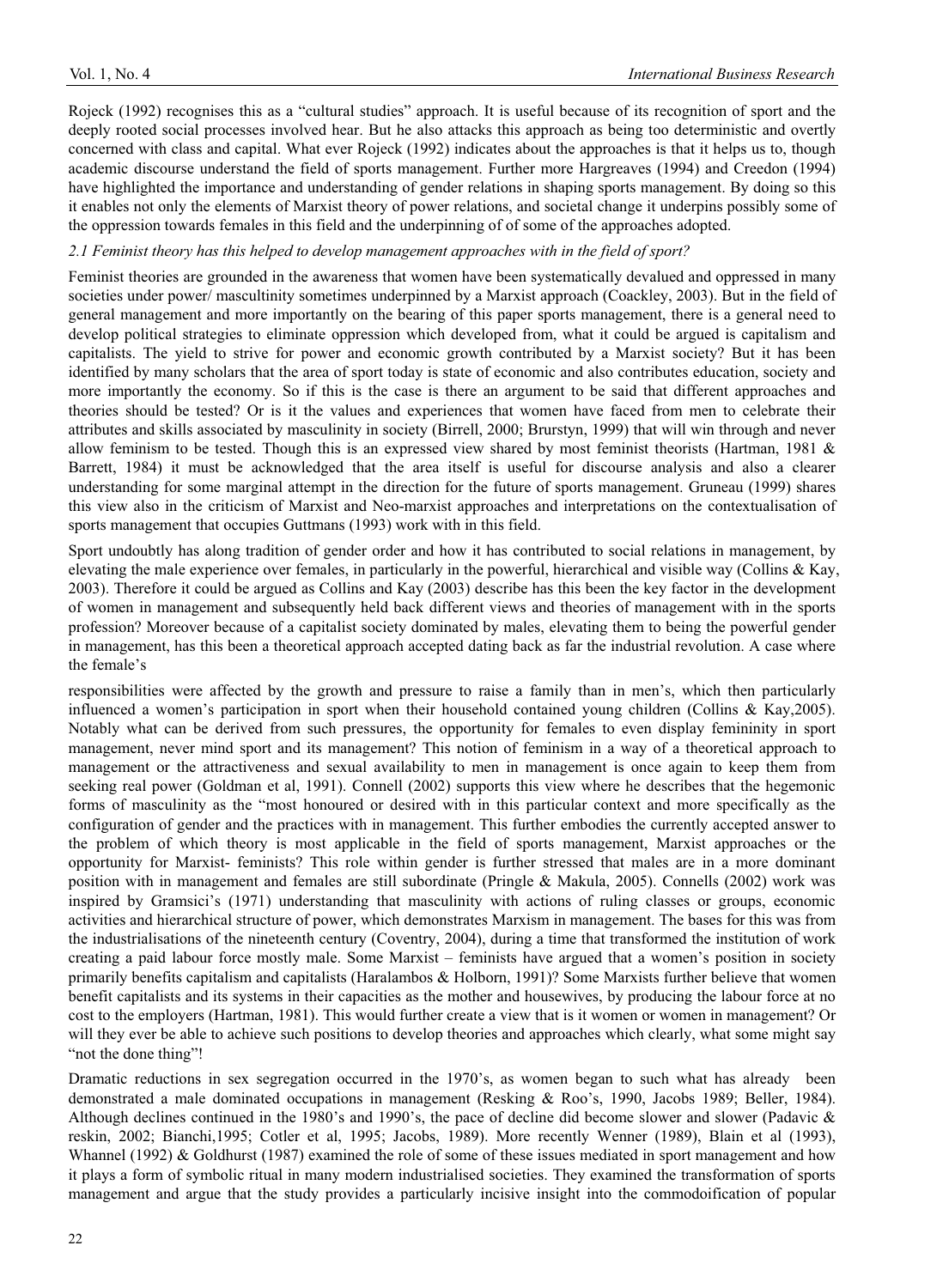Rojeck (1992) recognises this as a "cultural studies" approach. It is useful because of its recognition of sport and the deeply rooted social processes involved hear. But he also attacks this approach as being too deterministic and overtly concerned with class and capital. What ever Rojeck (1992) indicates about the approaches is that it helps us to, though academic discourse understand the field of sports management. Further more Hargreaves (1994) and Creedon (1994) have highlighted the importance and understanding of gender relations in shaping sports management. By doing so this it enables not only the elements of Marxist theory of power relations, and societal change it underpins possibly some of the oppression towards females in this field and the underpinning of of some of the approaches adopted.

### *2.1 Feminist theory has this helped to develop management approaches with in the field of sport?*

Feminist theories are grounded in the awareness that women have been systematically devalued and oppressed in many societies under power/ mascultinity sometimes underpinned by a Marxist approach (Coackley, 2003). But in the field of general management and more importantly on the bearing of this paper sports management, there is a general need to develop political strategies to eliminate oppression which developed from, what it could be argued is capitalism and capitalists. The yield to strive for power and economic growth contributed by a Marxist society? But it has been identified by many scholars that the area of sport today is state of economic and also contributes education, society and more importantly the economy. So if this is the case is there an argument to be said that different approaches and theories should be tested? Or is it the values and experiences that women have faced from men to celebrate their attributes and skills associated by masculinity in society (Birrell, 2000; Brurstyn, 1999) that will win through and never allow feminism to be tested. Though this is an expressed view shared by most feminist theorists (Hartman, 1981 & Barrett, 1984) it must be acknowledged that the area itself is useful for discourse analysis and also a clearer understanding for some marginal attempt in the direction for the future of sports management. Gruneau (1999) shares this view also in the criticism of Marxist and Neo-marxist approaches and interpretations on the contextualisation of sports management that occupies Guttmans (1993) work with in this field.

Sport undoubtly has along tradition of gender order and how it has contributed to social relations in management, by elevating the male experience over females, in particularly in the powerful, hierarchical and visible way (Collins & Kay, 2003). Therefore it could be argued as Collins and Kay (2003) describe has this been the key factor in the development of women in management and subsequently held back different views and theories of management with in the sports profession? Moreover because of a capitalist society dominated by males, elevating them to being the powerful gender in management, has this been a theoretical approach accepted dating back as far the industrial revolution. A case where the female's responsibilities were affected by the growth and pressure to raise a family than in men's, which then particularly influenced a women's participation in sport when their household contained young children (Collins & Kay,2005). Notably what can be derived from such pressures, the opportunity for females to even display femininity in sport management, never mind sport and its management? This notion of feminism in a way of a theoretical approach to management or the attractiveness and sexual availability to men in management is once again to keep them from seeking real power (Goldman et al, 1991). Connell (2002) supports this view where he describes that the hegemonic forms of masculinity as the "most honoured or desired with in this particular context and more specifically as the configuration of gender and the practices with in management. This further embodies the currently accepted answer to the problem of which theory is most applicable in the field of sports management, Marxist approaches or the opportunity for Marxist- feminists? This role within gender is further stressed that males are in a more dominant position with in management and females are still subordinate (Pringle & Makula, 2005). Connells (2002) work was inspired by Gramsici's (1971) understanding that masculinity with actions of ruling classes or groups, economic activities and hierarchical structure of power, which demonstrates Marxism in management. The bases for this was from the industrialisations of the nineteenth century (Coventry, 2004), during a time that transformed the institution of work creating a paid labour force mostly male. Some Marxist – feminists have argued that a women's position in society primarily benefits capitalism and capitalists (Haralambos & Holborn, 1991)? Some Marxists further believe that women benefit capitalists and its systems in their capacities as the mother and housewives, by producing the labour force at no cost to the employers (Hartman, 1981). This would further create a view that is it women or women in management? Or will they ever be able to achieve such positions to develop theories and approaches which clearly, what some might say "not the done thing"!

Dramatic reductions in sex segregation occurred in the 1970's, as women began to such what has already been demonstrated a male dominated occupations in management (Resking & Roo's, 1990, Jacobs 1989; Beller, 1984). Although declines continued in the 1980's and 1990's, the pace of decline did become slower and slower (Padavic & reskin, 2002; Bianchi,1995; Cotler et al, 1995; Jacobs, 1989). More recently Wenner (1989), Blain et al (1993), Whannel (1992) & Goldhurst (1987) examined the role of some of these issues mediated in sport management and how it plays a form of symbolic ritual in many modern industrialised societies. They examined the transformation of sports management and argue that the study provides a particularly incisive insight into the commodoification of popular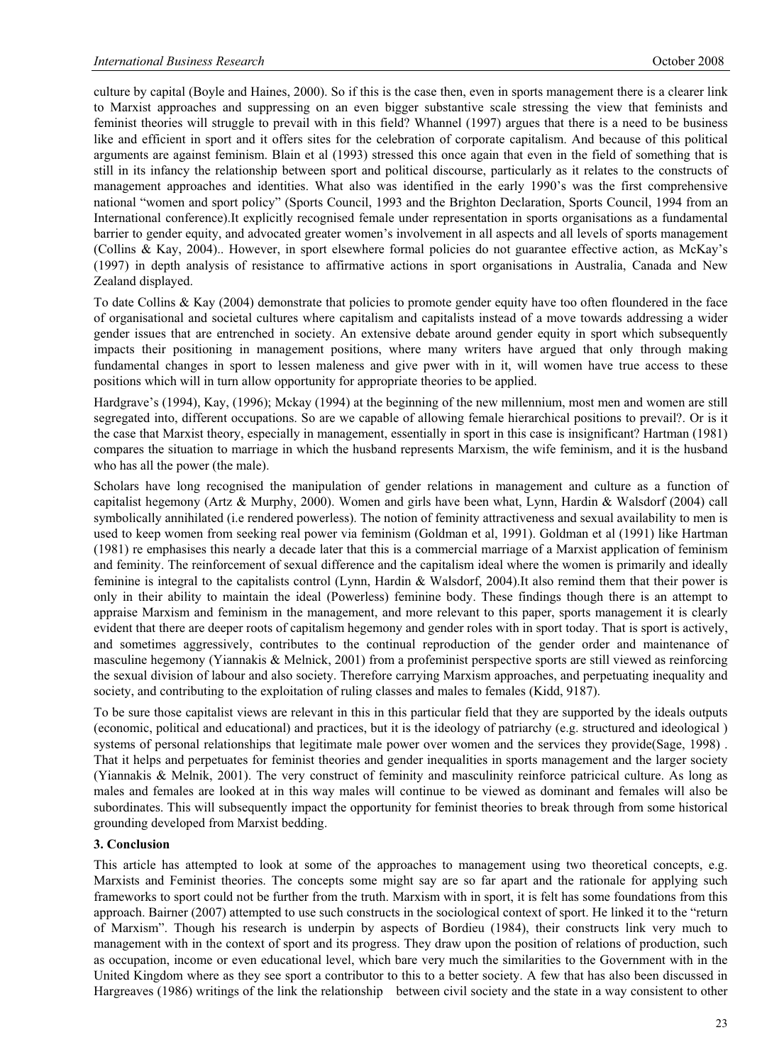culture by capital (Boyle and Haines, 2000). So if this is the case then, even in sports management there is a clearer link to Marxist approaches and suppressing on an even bigger substantive scale stressing the view that feminists and feminist theories will struggle to prevail with in this field? Whannel (1997) argues that there is a need to be business like and efficient in sport and it offers sites for the celebration of corporate capitalism. And because of this political arguments are against feminism. Blain et al (1993) stressed this once again that even in the field of something that is still in its infancy the relationship between sport and political discourse, particularly as it relates to the constructs of management approaches and identities. What also was identified in the early 1990's was the first comprehensive national "women and sport policy" (Sports Council, 1993 and the Brighton Declaration, Sports Council, 1994 from an International conference).It explicitly recognised female under representation in sports organisations as a fundamental barrier to gender equity, and advocated greater women's involvement in all aspects and all levels of sports management (Collins & Kay, 2004).. However, in sport elsewhere formal policies do not guarantee effective action, as McKay's (1997) in depth analysis of resistance to affirmative actions in sport organisations in Australia, Canada and New Zealand displayed.

To date Collins & Kay (2004) demonstrate that policies to promote gender equity have too often floundered in the face of organisational and societal cultures where capitalism and capitalists instead of a move towards addressing a wider gender issues that are entrenched in society. An extensive debate around gender equity in sport which subsequently impacts their positioning in management positions, where many writers have argued that only through making fundamental changes in sport to lessen maleness and give pwer with in it, will women have true access to these positions which will in turn allow opportunity for appropriate theories to be applied.

Hardgrave's (1994), Kay, (1996); Mckay (1994) at the beginning of the new millennium, most men and women are still segregated into, different occupations. So are we capable of allowing female hierarchical positions to prevail?. Or is it the case that Marxist theory, especially in management, essentially in sport in this case is insignificant? Hartman (1981) compares the situation to marriage in which the husband represents Marxism, the wife feminism, and it is the husband who has all the power (the male).

Scholars have long recognised the manipulation of gender relations in management and culture as a function of capitalist hegemony (Artz & Murphy, 2000). Women and girls have been what, Lynn, Hardin & Walsdorf (2004) call symbolically annihilated (i.e rendered powerless). The notion of feminity attractiveness and sexual availability to men is used to keep women from seeking real power via feminism (Goldman et al, 1991). Goldman et al (1991) like Hartman (1981) re emphasises this nearly a decade later that this is a commercial marriage of a Marxist application of feminism and feminity. The reinforcement of sexual difference and the capitalism ideal where the women is primarily and ideally feminine is integral to the capitalists control (Lynn, Hardin & Walsdorf, 2004).It also remind them that their power is only in their ability to maintain the ideal (Powerless) feminine body. These findings though there is an attempt to appraise Marxism and feminism in the management, and more relevant to this paper, sports management it is clearly evident that there are deeper roots of capitalism hegemony and gender roles with in sport today. That is sport is actively, and sometimes aggressively, contributes to the continual reproduction of the gender order and maintenance of masculine hegemony (Yiannakis & Melnick, 2001) from a profeminist perspective sports are still viewed as reinforcing the sexual division of labour and also society. Therefore carrying Marxism approaches, and perpetuating inequality and society, and contributing to the exploitation of ruling classes and males to females (Kidd, 9187).

To be sure those capitalist views are relevant in this in this particular field that they are supported by the ideals outputs (economic, political and educational) and practices, but it is the ideology of patriarchy (e.g. structured and ideological ) systems of personal relationships that legitimate male power over women and the services they provide(Sage, 1998) . That it helps and perpetuates for feminist theories and gender inequalities in sports management and the larger society (Yiannakis & Melnik, 2001). The very construct of feminity and masculinity reinforce patricical culture. As long as males and females are looked at in this way males will continue to be viewed as dominant and females will also be subordinates. This will subsequently impact the opportunity for feminist theories to break through from some historical grounding developed from Marxist bedding.

## 3. Conclusion

This article has attempted to look at some of the approaches to management using two theoretical concepts, e.g. Marxists and Feminist theories. The concepts some might say are so far apart and the rationale for applying such frameworks to sport could not be further from the truth. Marxism with in sport, it is felt has some foundations from this approach. Bairner (2007) attempted to use such constructs in the sociological context of sport. He linked it to the "return of Marxism". Though his research is underpin by aspects of Bordieu (1984), their constructs link very much to management with in the context of sport and its progress. They draw upon the position of relations of production, such as occupation, income or even educational level, which bare very much the similarities to the Government with in the United Kingdom where as they see sport a contributor to this to a better society. A few that has also been discussed in Hargreaves (1986) writings of the link the relationship between civil society and the state in a way consistent to other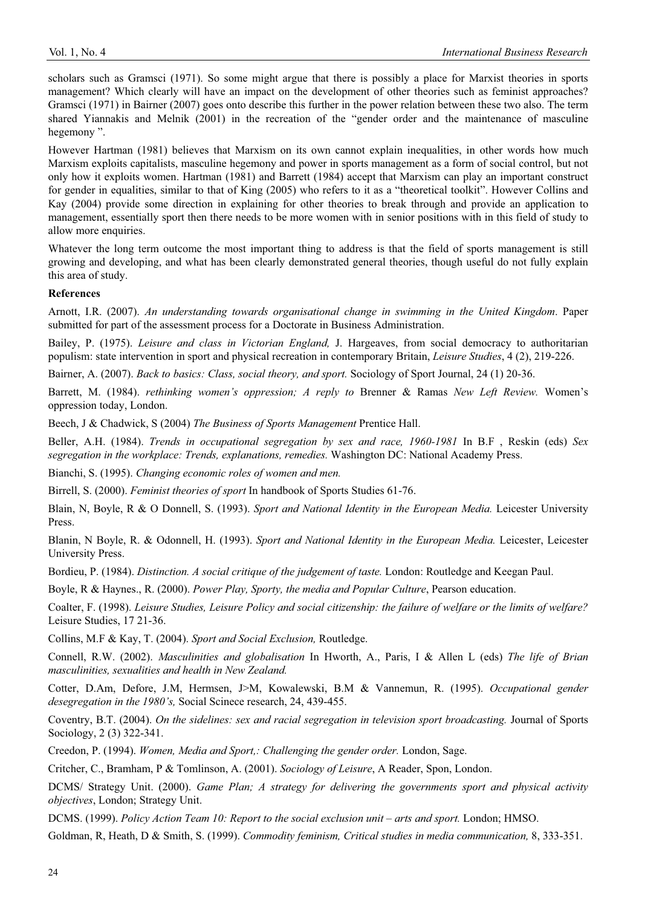scholars such as Gramsci (1971). So some might argue that there is possibly a place for Marxist theories in sports management? Which clearly will have an impact on the development of other theories such as feminist approaches? Gramsci (1971) in Bairner (2007) goes onto describe this further in the power relation between these two also. The term shared Yiannakis and Melnik (2001) in the recreation of the "gender order and the maintenance of masculine hegemony ".

However Hartman (1981) believes that Marxism on its own cannot explain inequalities, in other words how much Marxism exploits capitalists, masculine hegemony and power in sports management as a form of social control, but not only how it exploits women. Hartman (1981) and Barrett (1984) accept that Marxism can play an important construct for gender in equalities, similar to that of King (2005) who refers to it as a "theoretical toolkit". However Collins and Kay (2004) provide some direction in explaining for other theories to break through and provide an application to management, essentially sport then there needs to be more women with in senior positions with in this field of study to allow more enquiries.

Whatever the long term outcome the most important thing to address is that the field of sports management is still growing and developing, and what has been clearly demonstrated general theories, though useful do not fully explain this area of study.

**References**

Arnott, I.R. (2007). *An understanding towards organisational change in swimming in the United Kingdom*. Paper submitted for part of the assessment process for a Doctorate in Business Administration.

Bailey, P. (1975). *Leisure and class in Victorian England,* J. Hargeaves, from social democracy to authoritarian populism: state intervention in sport and physical recreation in contemporary Britain, *Leisure Studies*, 4 (2), 219-226.

Bairner, A. (2007). *Back to basics: Class, social theory, and sport.* Sociology of Sport Journal, 24 (1) 20-36.

Barrett, M. (1984). *rethinking women's oppression; A reply to* Brenner & Ramas *New Left Review.* Women's oppression today, London.

Beech, J & Chadwick, S (2004) *The Business of Sports Management* Prentice Hall.

Beller, A.H. (1984). *Trends in occupational segregation by sex and race, 1960-1981* In B.F , Reskin (eds) *Sex segregation in the workplace: Trends, explanations, remedies.* Washington DC: National Academy Press.

Bianchi, S. (1995). *Changing economic roles of women and men.*

Birrell, S. (2000). *Feminist theories of sport* In handbook of Sports Studies 61-76.

Blain, N, Boyle, R & O Donnell, S. (1993). *Sport and National Identity in the European Media.* Leicester University Press.

Blanin, N Boyle, R. & Odonnell, H. (1993). *Sport and National Identity in the European Media.* Leicester, Leicester University Press.

Bordieu, P. (1984). *Distinction. A social critique of the judgement of taste.* London: Routledge and Keegan Paul.

Boyle, R & Haynes., R. (2000). *Power Play, Sporty, the media and Popular Culture*, Pearson education.

Coalter, F. (1998). *Leisure Studies, Leisure Policy and social citizenship: the failure of welfare or the limits of welfare?* Leisure Studies, 17 21-36.

Collins, M.F & Kay, T. (2004). *Sport and Social Exclusion,* Routledge.

Connell, R.W. (2002). *Masculinities and globalisation* In Hworth, A., Paris, I & Allen L (eds) *The life of Brian masculinities, sexualities and health in New Zealand.*

Cotter, D.Am, Defore, J.M, Hermsen, J>M, Kowalewski, B.M & Vannemun, R. (1995). *Occupational gender desegregation in the 1980's,* Social Scinece research, 24, 439-455.

Coventry, B.T. (2004). *On the sidelines: sex and racial segregation in television sport broadcasting.* Journal of Sports Sociology, 2 (3) 322-341.

Creedon, P. (1994). *Women, Media and Sport,: Challenging the gender order.* London, Sage.

Critcher, C., Bramham, P & Tomlinson, A. (2001). *Sociology of Leisure*, A Reader, Spon, London.

DCMS/ Strategy Unit. (2000). *Game Plan; A strategy for delivering the governments sport and physical activity objectives*, London; Strategy Unit.

DCMS. (1999). *Policy Action Team 10: Report to the social exclusion unit – arts and sport.* London; HMSO.

Goldman, R, Heath, D & Smith, S. (1999). *Commodity feminism, Critical studies in media communication,* 8, 333-351.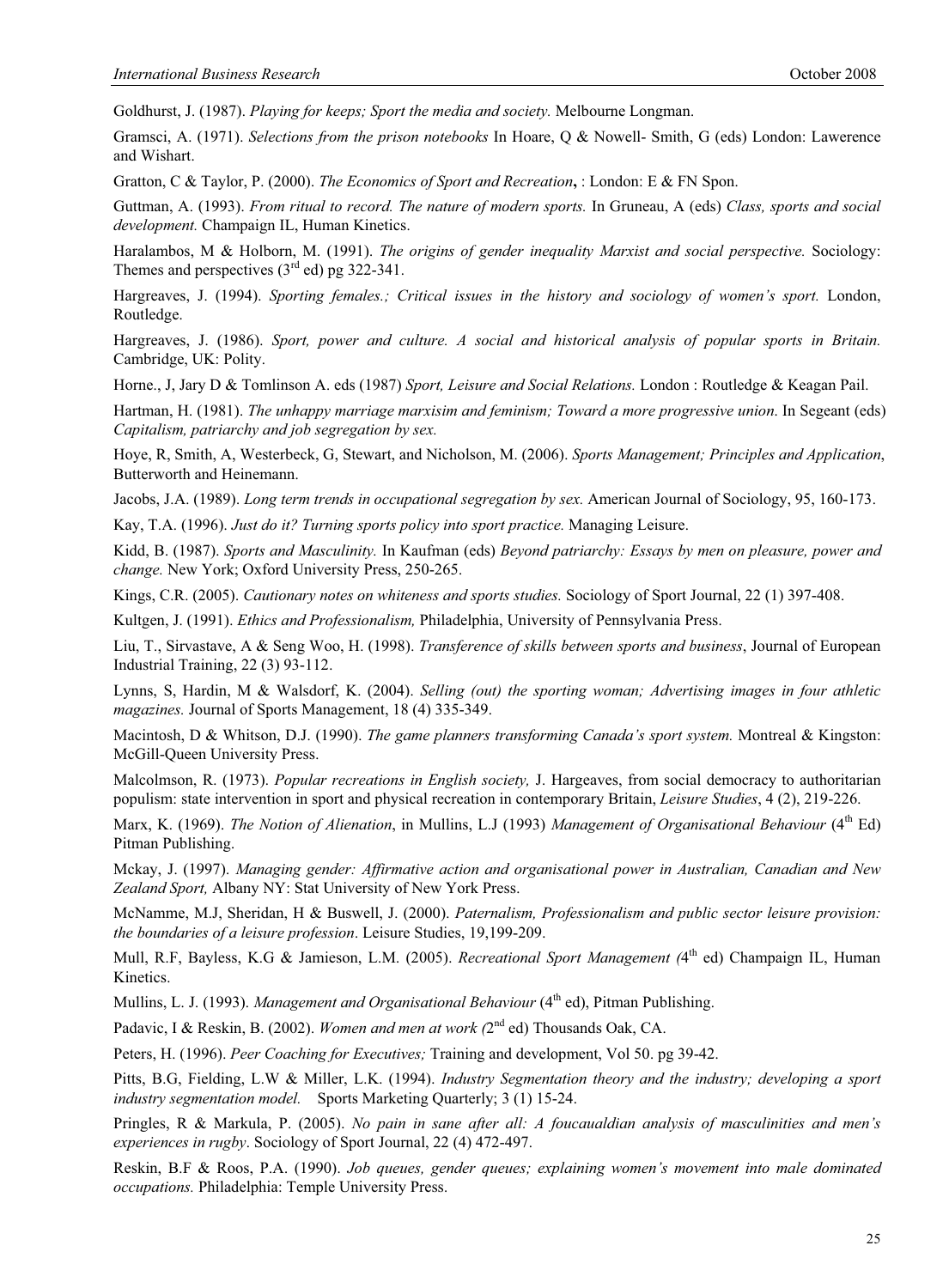Goldhurst, J. (1987). *Playing for keeps; Sport the media and society.* Melbourne Longman.

Gramsci, A. (1971). *Selections from the prison notebooks* In Hoare, Q & Nowell- Smith, G (eds) London: Lawerence and Wishart.

Gratton, C & Taylor, P. (2000). *The Economics of Sport and Recreation*, : London: E & FN Spon.

Guttman, A. (1993). *From ritual to record. The nature of modern sports.* In Gruneau, A (eds) *Class, sports and social development.* Champaign IL, Human Kinetics.

Haralambos, M & Holborn, M. (1991). *The origins of gender inequality Marxist and social perspective.* Sociology: Themes and perspectives (3rd ed) pg 322-341.

Hargreaves, J. (1994). *Sporting females.; Critical issues in the history and sociology of women's sport.* London, Routledge.

Hargreaves, J. (1986). *Sport, power and culture. A social and historical analysis of popular sports in Britain.* Cambridge, UK: Polity.

Horne., J, Jary D & Tomlinson A. eds (1987) *Sport, Leisure and Social Relations.* London : Routledge & Keagan Pail.

Hartman, H. (1981). *The unhappy marriage marxisim and feminism; Toward a more progressive union.* In Segeant (eds) *Capitalism, patriarchy and job segregation by sex.*

Hoye, R, Smith, A, Westerbeck, G, Stewart, and Nicholson, M. (2006). *Sports Management; Principles and Application*, Butterworth and Heinemann.

Jacobs, J.A. (1989). *Long term trends in occupational segregation by sex.* American Journal of Sociology, 95, 160-173.

Kay, T.A. (1996). *Just do it? Turning sports policy into sport practice.* Managing Leisure.

Kidd, B. (1987). *Sports and Masculinity.* In Kaufman (eds) *Beyond patriarchy: Essays by men on pleasure, power and change.* New York; Oxford University Press, 250-265.

Kings, C.R. (2005). *Cautionary notes on whiteness and sports studies.* Sociology of Sport Journal, 22 (1) 397-408.

Kultgen, J. (1991). *Ethics and Professionalism,* Philadelphia, University of Pennsylvania Press.

Liu, T., Sirvastave, A & Seng Woo, H. (1998). *Transference of skills between sports and business*, Journal of European Industrial Training, 22 (3) 93-112.

Lynns, S, Hardin, M & Walsdorf, K. (2004). *Selling (out) the sporting woman; Advertising images in four athletic magazines.* Journal of Sports Management, 18 (4) 335-349.

Macintosh, D & Whitson, D.J. (1990). *The game planners transforming Canada's sport system.* Montreal & Kingston: McGill-Queen University Press.

Malcolmson, R. (1973). *Popular recreations in English society,* J. Hargeaves, from social democracy to authoritarian populism: state intervention in sport and physical recreation in contemporary Britain, *Leisure Studies*, 4 (2), 219-226.

Marx, K. (1969). *The Notion of Alienation*, in Mullins, L.J (1993) *Management of Organisational Behaviour* (4th Ed) Pitman Publishing.

Mckay, J. (1997). *Managing gender: Affirmative action and organisational power in Australian, Canadian and New Zealand Sport,* Albany NY: Stat University of New York Press.

McNamme, M.J, Sheridan, H & Buswell, J. (2000). *Paternalism, Professionalism and public sector leisure provision: the boundaries of a leisure profession*. Leisure Studies, 19,199-209.

Mull, R.F, Bayless, K.G & Jamieson, L.M. (2005). *Recreational Sport Management (*4th ed) Champaign IL, Human Kinetics.

Mullins, L. J. (1993). *Management and Organisational Behaviour* (4th ed), Pitman Publishing.

Padavic, I & Reskin, B. (2002). *Women and men at work (*2nd ed) Thousands Oak, CA.

Peters, H. (1996). *Peer Coaching for Executives;* Training and development, Vol 50. pg 39-42.

Pitts, B.G, Fielding, L.W & Miller, L.K. (1994). *Industry Segmentation theory and the industry; developing a sport industry segmentation model.* Sports Marketing Quarterly; 3 (1) 15-24.

Pringles, R & Markula, P. (2005). *No pain in sane after all: A foucauldian analysis of masculinities and men's experiences in rugby*. Sociology of Sport Journal, 22 (4) 472-497.

Reskin, B.F & Roos, P.A. (1990). *Job queues, gender queues; explaining women's movement into male dominated occupations.* Philadelphia: Temple University Press.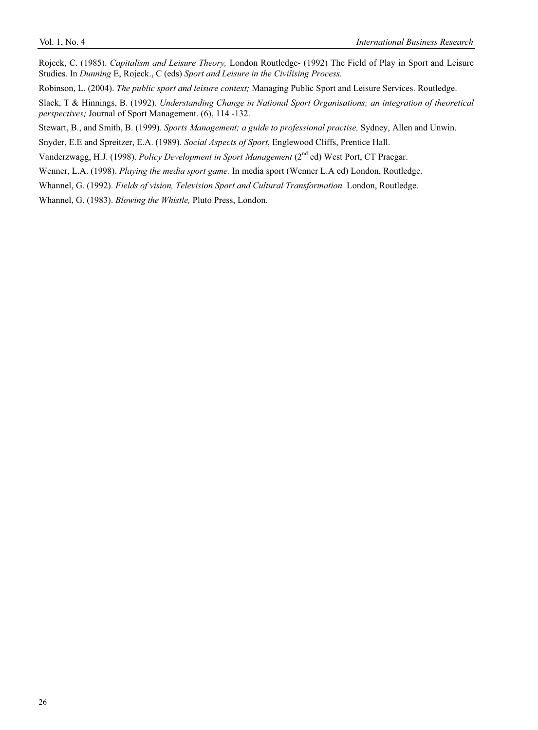Rojeck, C. (1985). *Capitalism and Leisure Theory,* London Routledge- (1992) The Field of Play in Sport and Leisure Studies. In *Dunning* E, Rojeck., C (eds) *Sport and Leisure in the Civilising Process.*

Robinson, L. (2004). *The public sport and leisure context;* Managing Public Sport and Leisure Services. Routledge.

Slack, T & Hinnings, B. (1992). *Understanding Change in National Sport Organisations; an integration of theoretical perspectives;* Journal of Sport Management. (6), 114 -132.

Stewart, B., and Smith, B. (1999). *Sports Management; a guide to professional practise,* Sydney, Allen and Unwin.

Snyder, E.E and Spreitzer, E.A. (1989). *Social Aspects of Sport*, Englewood Cliffs, Prentice Hall.

Vanderzwagg, H.J. (1998). *Policy Development in Sport Management* (2nd ed) West Port, CT Praegar.

Wenner, L.A. (1998). *Playing the media sport game.* In media sport (Wenner L.A ed) London, Routledge.

Whannel, G. (1992). *Fields of vision, Television Sport and Cultural Transformation.* London, Routledge.

Whannel, G. (1983). *Blowing the Whistle,* Pluto Press, London.